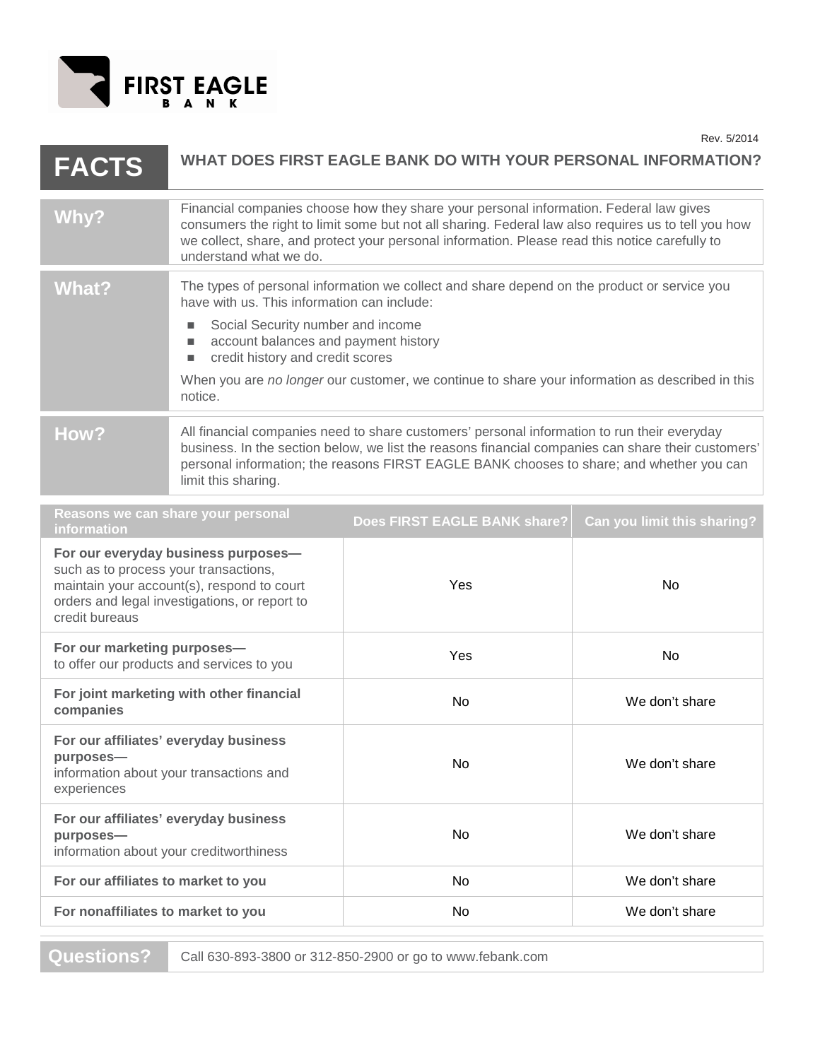FIRST EAGLE BANK

Rev. 5/2014

# FACTS — WHAT DOES FIRST EAGLE BANK DO WITH YOUR PERSONAL INFORMATION?

| | |
|---|---|
| **Why?** | Financial companies choose how they share your personal information. Federal law gives consumers the right to limit some but not all sharing. Federal law also requires us to tell you how we collect, share, and protect your personal information. Please read this notice carefully to understand what we do. |
| **What?** | The types of personal information we collect and share depend on the product or service you have with us. This information can include:<br>■ Social Security number and income<br>■ account balances and payment history<br>■ credit history and credit scores<br>When you are *no longer* our customer, we continue to share your information as described in this notice. |
| **How?** | All financial companies need to share customers' personal information to run their everyday business. In the section below, we list the reasons financial companies can share their customers' personal information; the reasons FIRST EAGLE BANK chooses to share; and whether you can limit this sharing. |

| Reasons we can share your personal information | Does FIRST EAGLE BANK share? | Can you limit this sharing? |
|---|---|---|
| **For our everyday business purposes—** such as to process your transactions, maintain your account(s), respond to court orders and legal investigations, or report to credit bureaus | Yes | No |
| **For our marketing purposes—** to offer our products and services to you | Yes | No |
| **For joint marketing with other financial companies** | No | We don't share |
| **For our affiliates' everyday business purposes—** information about your transactions and experiences | No | We don't share |
| **For our affiliates' everyday business purposes—** information about your creditworthiness | No | We don't share |
| **For our affiliates to market to you** | No | We don't share |
| **For nonaffiliates to market to you** | No | We don't share |

| | |
|---|---|
| **Questions?** | Call 630-893-3800 or 312-850-2900 or go to www.febank.com |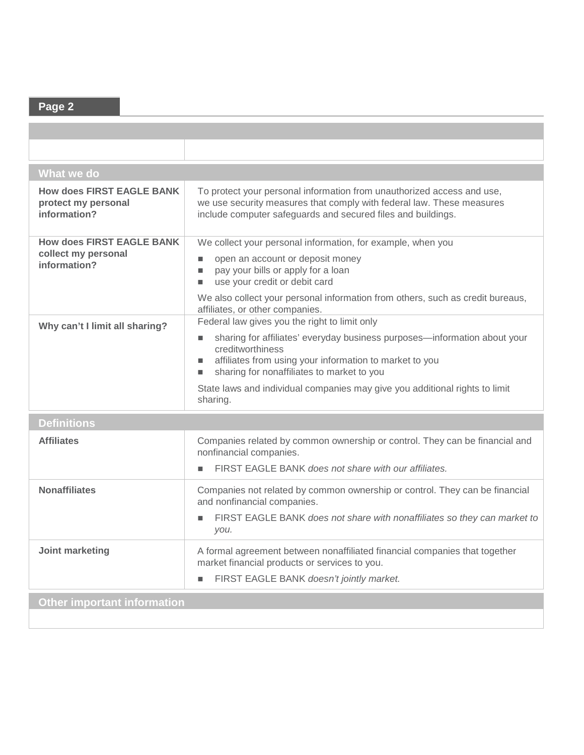| | |
|---|---|
| | |

| What we do | |
|---|---|
| **How does FIRST EAGLE BANK protect my personal information?** | To protect your personal information from unauthorized access and use, we use security measures that comply with federal law. These measures include computer safeguards and secured files and buildings. |
| **How does FIRST EAGLE BANK collect my personal information?** | We collect your personal information, for example, when you<br>■ open an account or deposit money<br>■ pay your bills or apply for a loan<br>■ use your credit or debit card<br>We also collect your personal information from others, such as credit bureaus, affiliates, or other companies. |
| **Why can't I limit all sharing?** | Federal law gives you the right to limit only<br>■ sharing for affiliates' everyday business purposes—information about your creditworthiness<br>■ affiliates from using your information to market to you<br>■ sharing for nonaffiliates to market to you<br>State laws and individual companies may give you additional rights to limit sharing. |

| Definitions | |
|---|---|
| **Affiliates** | Companies related by common ownership or control. They can be financial and nonfinancial companies.<br>■ FIRST EAGLE BANK *does not share with our affiliates.* |
| **Nonaffiliates** | Companies not related by common ownership or control. They can be financial and nonfinancial companies.<br>■ FIRST EAGLE BANK *does not share with nonaffiliates so they can market to you.* |
| **Joint marketing** | A formal agreement between nonaffiliated financial companies that together market financial products or services to you.<br>■ FIRST EAGLE BANK *doesn't jointly market.* |

| Other important information |
|---|
| |